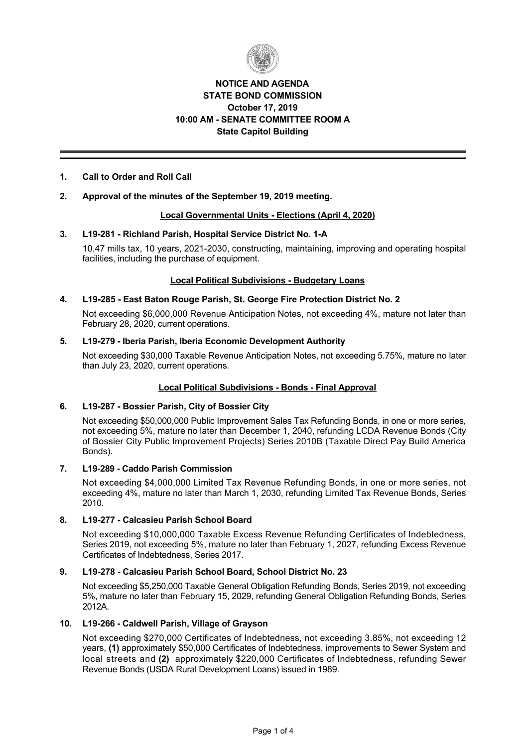# NOTICE AND AGENDA
## STATE BOND COMMISSION
### October 17, 2019
### 10:00 AM - SENATE COMMITTEE ROOM A
### State Capitol Building

---

**1. Call to Order and Roll Call**

**2. Approval of the minutes of the September 19, 2019 meeting.**

**Local Governmental Units - Elections (April 4, 2020)**

**3. L19-281 - Richland Parish, Hospital Service District No. 1-A**

10.47 mills tax, 10 years, 2021-2030, constructing, maintaining, improving and operating hospital facilities, including the purchase of equipment.

**Local Political Subdivisions - Budgetary Loans**

**4. L19-285 - East Baton Rouge Parish, St. George Fire Protection District No. 2**

Not exceeding $6,000,000 Revenue Anticipation Notes, not exceeding 4%, mature not later than February 28, 2020, current operations.

**5. L19-279 - Iberia Parish, Iberia Economic Development Authority**

Not exceeding $30,000 Taxable Revenue Anticipation Notes, not exceeding 5.75%, mature no later than July 23, 2020, current operations.

**Local Political Subdivisions - Bonds - Final Approval**

**6. L19-287 - Bossier Parish, City of Bossier City**

Not exceeding $50,000,000 Public Improvement Sales Tax Refunding Bonds, in one or more series, not exceeding 5%, mature no later than December 1, 2040, refunding LCDA Revenue Bonds (City of Bossier City Public Improvement Projects) Series 2010B (Taxable Direct Pay Build America Bonds).

**7. L19-289 - Caddo Parish Commission**

Not exceeding $4,000,000 Limited Tax Revenue Refunding Bonds, in one or more series, not exceeding 4%, mature no later than March 1, 2030, refunding Limited Tax Revenue Bonds, Series 2010.

**8. L19-277 - Calcasieu Parish School Board**

Not exceeding $10,000,000 Taxable Excess Revenue Refunding Certificates of Indebtedness, Series 2019, not exceeding 5%, mature no later than February 1, 2027, refunding Excess Revenue Certificates of Indebtedness, Series 2017.

**9. L19-278 - Calcasieu Parish School Board, School District No. 23**

Not exceeding $5,250,000 Taxable General Obligation Refunding Bonds, Series 2019, not exceeding 5%, mature no later than February 15, 2029, refunding General Obligation Refunding Bonds, Series 2012A.

**10. L19-266 - Caldwell Parish, Village of Grayson**

Not exceeding $270,000 Certificates of Indebtedness, not exceeding 3.85%, not exceeding 12 years, **(1)** approximately $50,000 Certificates of Indebtedness, improvements to Sewer System and local streets and **(2)** approximately $220,000 Certificates of Indebtedness, refunding Sewer Revenue Bonds (USDA Rural Development Loans) issued in 1989.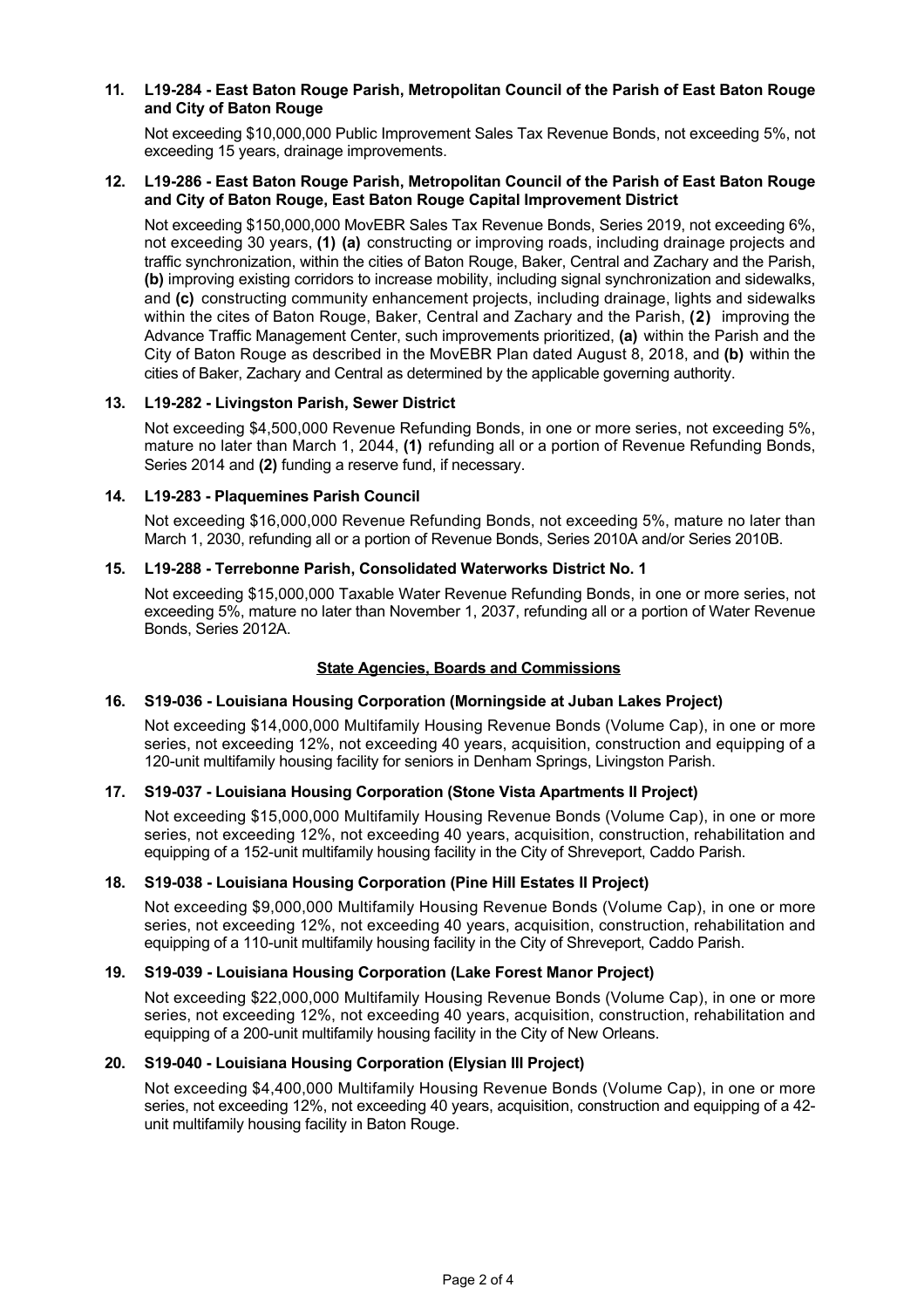**11. L19-284 - East Baton Rouge Parish, Metropolitan Council of the Parish of East Baton Rouge and City of Baton Rouge**

Not exceeding $10,000,000 Public Improvement Sales Tax Revenue Bonds, not exceeding 5%, not exceeding 15 years, drainage improvements.

**12. L19-286 - East Baton Rouge Parish, Metropolitan Council of the Parish of East Baton Rouge and City of Baton Rouge, East Baton Rouge Capital Improvement District**

Not exceeding $150,000,000 MovEBR Sales Tax Revenue Bonds, Series 2019, not exceeding 6%, not exceeding 30 years, **(1) (a)** constructing or improving roads, including drainage projects and traffic synchronization, within the cities of Baton Rouge, Baker, Central and Zachary and the Parish, **(b)** improving existing corridors to increase mobility, including signal synchronization and sidewalks, and **(c)** constructing community enhancement projects, including drainage, lights and sidewalks within the cites of Baton Rouge, Baker, Central and Zachary and the Parish, **(2)** improving the Advance Traffic Management Center, such improvements prioritized, **(a)** within the Parish and the City of Baton Rouge as described in the MovEBR Plan dated August 8, 2018, and **(b)** within the cities of Baker, Zachary and Central as determined by the applicable governing authority.

**13. L19-282 - Livingston Parish, Sewer District**

Not exceeding $4,500,000 Revenue Refunding Bonds, in one or more series, not exceeding 5%, mature no later than March 1, 2044, **(1)** refunding all or a portion of Revenue Refunding Bonds, Series 2014 and **(2)** funding a reserve fund, if necessary.

**14. L19-283 - Plaquemines Parish Council**

Not exceeding $16,000,000 Revenue Refunding Bonds, not exceeding 5%, mature no later than March 1, 2030, refunding all or a portion of Revenue Bonds, Series 2010A and/or Series 2010B.

**15. L19-288 - Terrebonne Parish, Consolidated Waterworks District No. 1**

Not exceeding $15,000,000 Taxable Water Revenue Refunding Bonds, in one or more series, not exceeding 5%, mature no later than November 1, 2037, refunding all or a portion of Water Revenue Bonds, Series 2012A.

## State Agencies, Boards and Commissions

**16. S19-036 - Louisiana Housing Corporation (Morningside at Juban Lakes Project)**

Not exceeding $14,000,000 Multifamily Housing Revenue Bonds (Volume Cap), in one or more series, not exceeding 12%, not exceeding 40 years, acquisition, construction and equipping of a 120-unit multifamily housing facility for seniors in Denham Springs, Livingston Parish.

**17. S19-037 - Louisiana Housing Corporation (Stone Vista Apartments II Project)**

Not exceeding $15,000,000 Multifamily Housing Revenue Bonds (Volume Cap), in one or more series, not exceeding 12%, not exceeding 40 years, acquisition, construction, rehabilitation and equipping of a 152-unit multifamily housing facility in the City of Shreveport, Caddo Parish.

**18. S19-038 - Louisiana Housing Corporation (Pine Hill Estates II Project)**

Not exceeding $9,000,000 Multifamily Housing Revenue Bonds (Volume Cap), in one or more series, not exceeding 12%, not exceeding 40 years, acquisition, construction, rehabilitation and equipping of a 110-unit multifamily housing facility in the City of Shreveport, Caddo Parish.

**19. S19-039 - Louisiana Housing Corporation (Lake Forest Manor Project)**

Not exceeding $22,000,000 Multifamily Housing Revenue Bonds (Volume Cap), in one or more series, not exceeding 12%, not exceeding 40 years, acquisition, construction, rehabilitation and equipping of a 200-unit multifamily housing facility in the City of New Orleans.

**20. S19-040 - Louisiana Housing Corporation (Elysian III Project)**

Not exceeding $4,400,000 Multifamily Housing Revenue Bonds (Volume Cap), in one or more series, not exceeding 12%, not exceeding 40 years, acquisition, construction and equipping of a 42-unit multifamily housing facility in Baton Rouge.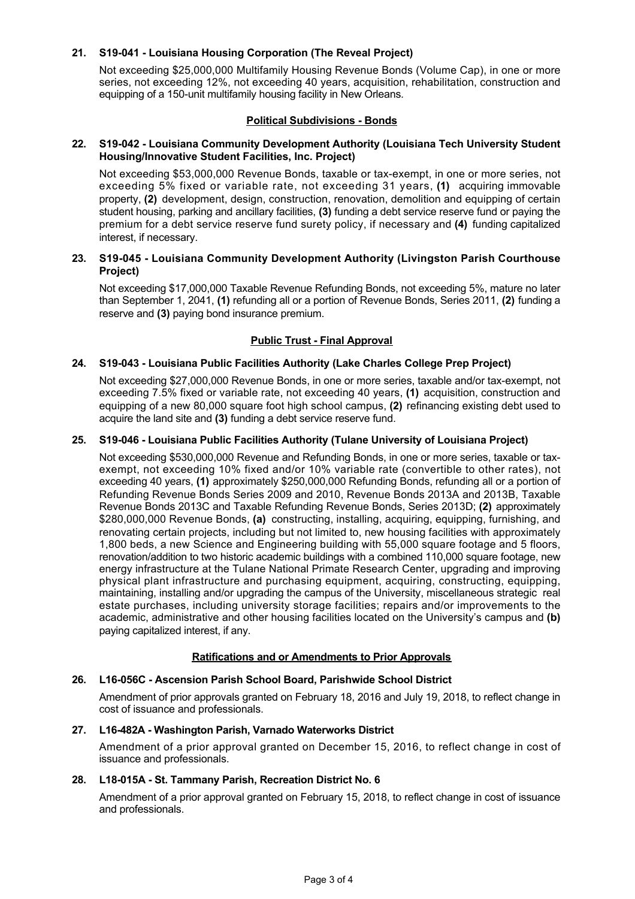**21. S19-041 - Louisiana Housing Corporation (The Reveal Project)**

Not exceeding $25,000,000 Multifamily Housing Revenue Bonds (Volume Cap), in one or more series, not exceeding 12%, not exceeding 40 years, acquisition, rehabilitation, construction and equipping of a 150-unit multifamily housing facility in New Orleans.

**Political Subdivisions - Bonds**

**22. S19-042 - Louisiana Community Development Authority (Louisiana Tech University Student Housing/Innovative Student Facilities, Inc. Project)**

Not exceeding $53,000,000 Revenue Bonds, taxable or tax-exempt, in one or more series, not exceeding 5% fixed or variable rate, not exceeding 31 years, **(1)** acquiring immovable property, **(2)** development, design, construction, renovation, demolition and equipping of certain student housing, parking and ancillary facilities, **(3)** funding a debt service reserve fund or paying the premium for a debt service reserve fund surety policy, if necessary and **(4)** funding capitalized interest, if necessary.

**23. S19-045 - Louisiana Community Development Authority (Livingston Parish Courthouse Project)**

Not exceeding $17,000,000 Taxable Revenue Refunding Bonds, not exceeding 5%, mature no later than September 1, 2041, **(1)** refunding all or a portion of Revenue Bonds, Series 2011, **(2)** funding a reserve and **(3)** paying bond insurance premium.

**Public Trust - Final Approval**

**24. S19-043 - Louisiana Public Facilities Authority (Lake Charles College Prep Project)**

Not exceeding $27,000,000 Revenue Bonds, in one or more series, taxable and/or tax-exempt, not exceeding 7.5% fixed or variable rate, not exceeding 40 years, **(1)** acquisition, construction and equipping of a new 80,000 square foot high school campus, **(2)** refinancing existing debt used to acquire the land site and **(3)** funding a debt service reserve fund.

**25. S19-046 - Louisiana Public Facilities Authority (Tulane University of Louisiana Project)**

Not exceeding $530,000,000 Revenue and Refunding Bonds, in one or more series, taxable or tax-exempt, not exceeding 10% fixed and/or 10% variable rate (convertible to other rates), not exceeding 40 years, **(1)** approximately $250,000,000 Refunding Bonds, refunding all or a portion of Refunding Revenue Bonds Series 2009 and 2010, Revenue Bonds 2013A and 2013B, Taxable Revenue Bonds 2013C and Taxable Refunding Revenue Bonds, Series 2013D; **(2)** approximately $280,000,000 Revenue Bonds, **(a)** constructing, installing, acquiring, equipping, furnishing, and renovating certain projects, including but not limited to, new housing facilities with approximately 1,800 beds, a new Science and Engineering building with 55,000 square footage and 5 floors, renovation/addition to two historic academic buildings with a combined 110,000 square footage, new energy infrastructure at the Tulane National Primate Research Center, upgrading and improving physical plant infrastructure and purchasing equipment, acquiring, constructing, equipping, maintaining, installing and/or upgrading the campus of the University, miscellaneous strategic real estate purchases, including university storage facilities; repairs and/or improvements to the academic, administrative and other housing facilities located on the University's campus and **(b)** paying capitalized interest, if any.

**Ratifications and or Amendments to Prior Approvals**

**26. L16-056C - Ascension Parish School Board, Parishwide School District**

Amendment of prior approvals granted on February 18, 2016 and July 19, 2018, to reflect change in cost of issuance and professionals.

**27. L16-482A - Washington Parish, Varnado Waterworks District**

Amendment of a prior approval granted on December 15, 2016, to reflect change in cost of issuance and professionals.

**28. L18-015A - St. Tammany Parish, Recreation District No. 6**

Amendment of a prior approval granted on February 15, 2018, to reflect change in cost of issuance and professionals.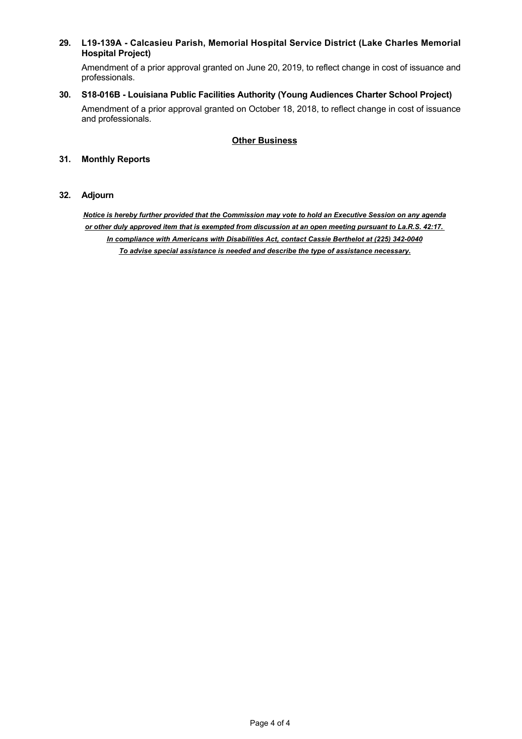**29. L19-139A - Calcasieu Parish, Memorial Hospital Service District (Lake Charles Memorial Hospital Project)**

Amendment of a prior approval granted on June 20, 2019, to reflect change in cost of issuance and professionals.

**30. S18-016B - Louisiana Public Facilities Authority (Young Audiences Charter School Project)**

Amendment of a prior approval granted on October 18, 2018, to reflect change in cost of issuance and professionals.

## <u>Other Business</u>

**31. Monthly Reports**

**32. Adjourn**

***<u>Notice is hereby further provided that the Commission may vote to hold an Executive Session on any agenda or other duly approved item that is exempted from discussion at an open meeting pursuant to La.R.S. 42:17.</u>***

***<u>In compliance with Americans with Disabilities Act, contact Cassie Berthelot at (225) 342-0040</u>***

***<u>To advise special assistance is needed and describe the type of assistance necessary.</u>***